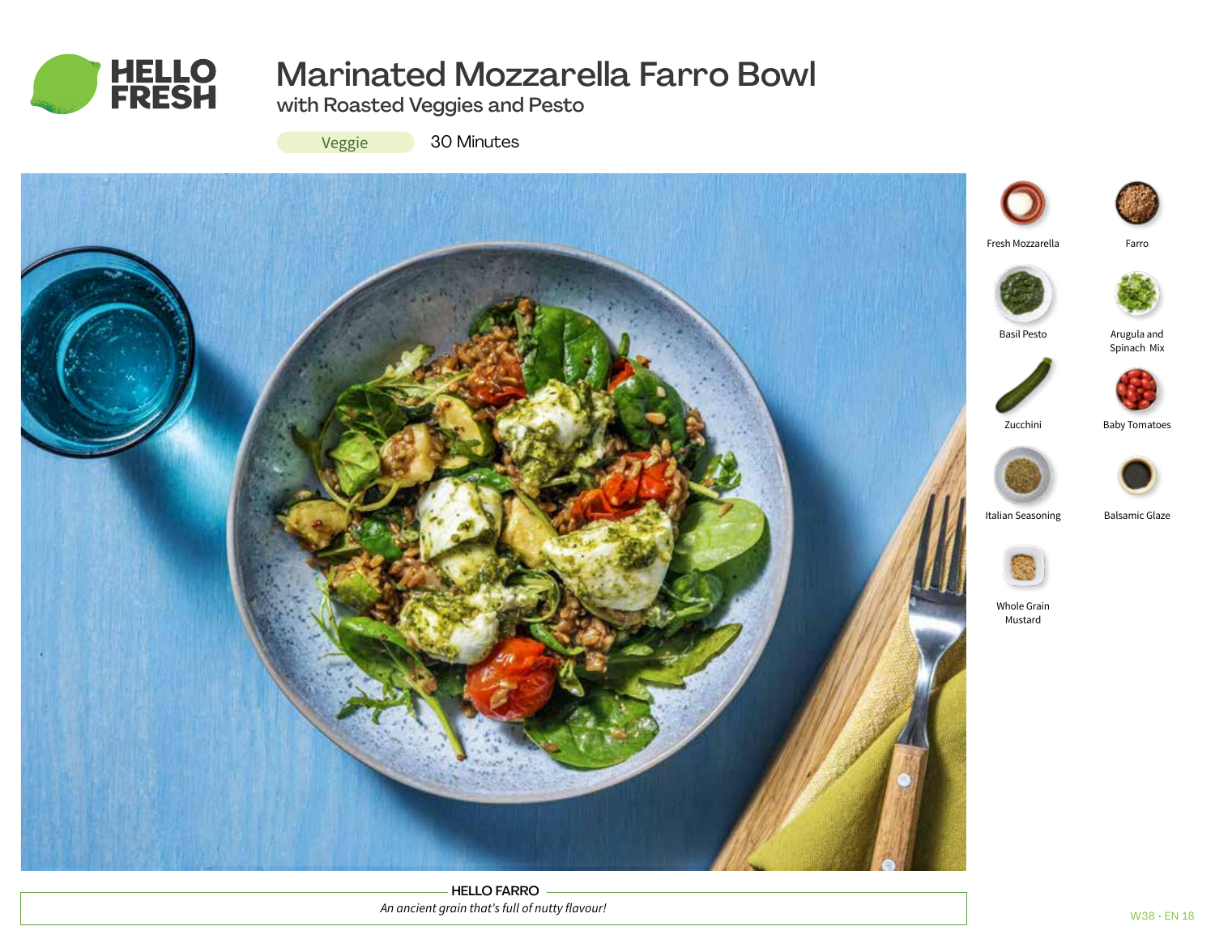# Marinated Mozzarella Farro Bowl

## with Roasted Veggies and Pesto

Veggie

30 Minutes

- Fresh Mozzarella
- Farro
- Basil Pesto
- Arugula and Spinach Mix
- Zucchini
- Baby Tomatoes
- Italian Seasoning
- Balsamic Glaze
- Whole Grain Mustard

**HELLO FARRO**

*An ancient grain that's full of nutty flavour!*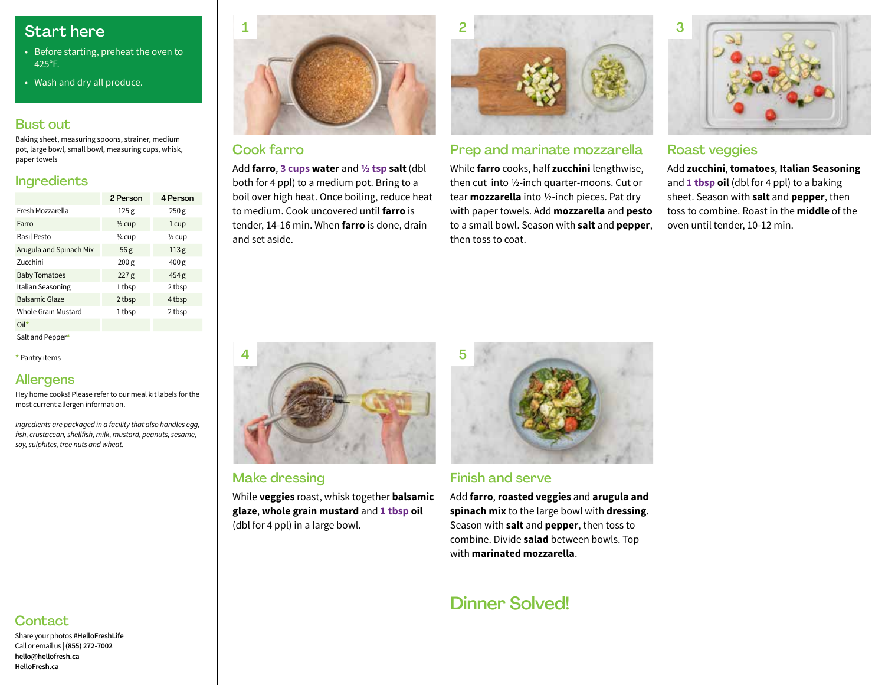## Start here

- Before starting, preheat the oven to 425°F.
- Wash and dry all produce.

## Bust out

Baking sheet, measuring spoons, strainer, medium pot, large bowl, small bowl, measuring cups, whisk, paper towels

## Ingredients

| | 2 Person | 4 Person |
|---|---|---|
| Fresh Mozzarella | 125 g | 250 g |
| Farro | ½ cup | 1 cup |
| Basil Pesto | ¼ cup | ½ cup |
| Arugula and Spinach Mix | 56 g | 113 g |
| Zucchini | 200 g | 400 g |
| Baby Tomatoes | 227 g | 454 g |
| Italian Seasoning | 1 tbsp | 2 tbsp |
| Balsamic Glaze | 2 tbsp | 4 tbsp |
| Whole Grain Mustard | 1 tbsp | 2 tbsp |
| Oil* | | |
| Salt and Pepper* | | |

\* Pantry items

## Allergens

Hey home cooks! Please refer to our meal kit labels for the most current allergen information.

*Ingredients are packaged in a facility that also handles egg, fish, crustacean, shellfish, milk, mustard, peanuts, sesame, soy, sulphites, tree nuts and wheat.*

## 1 Cook farro

Add **farro**, **3 cups water** and **½ tsp salt** (dbl both for 4 ppl) to a medium pot. Bring to a boil over high heat. Once boiling, reduce heat to medium. Cook uncovered until **farro** is tender, 14-16 min. When **farro** is done, drain and set aside.

## 2 Prep and marinate mozzarella

While **farro** cooks, half **zucchini** lengthwise, then cut into ½-inch quarter-moons. Cut or tear **mozzarella** into ½-inch pieces. Pat dry with paper towels. Add **mozzarella** and **pesto** to a small bowl. Season with **salt** and **pepper**, then toss to coat.

## 3 Roast veggies

Add **zucchini**, **tomatoes**, **Italian Seasoning** and **1 tbsp oil** (dbl for 4 ppl) to a baking sheet. Season with **salt** and **pepper**, then toss to combine. Roast in the **middle** of the oven until tender, 10-12 min.

## 4 Make dressing

While **veggies** roast, whisk together **balsamic glaze**, **whole grain mustard** and **1 tbsp oil** (dbl for 4 ppl) in a large bowl.

## 5 Finish and serve

Add **farro**, **roasted veggies** and **arugula and spinach mix** to the large bowl with **dressing**. Season with **salt** and **pepper**, then toss to combine. Divide **salad** between bowls. Top with **marinated mozzarella**.

# Dinner Solved!

## Contact

Share your photos **#HelloFreshLife**
Call or email us | **(855) 272-7002**
**hello@hellofresh.ca**
**HelloFresh.ca**